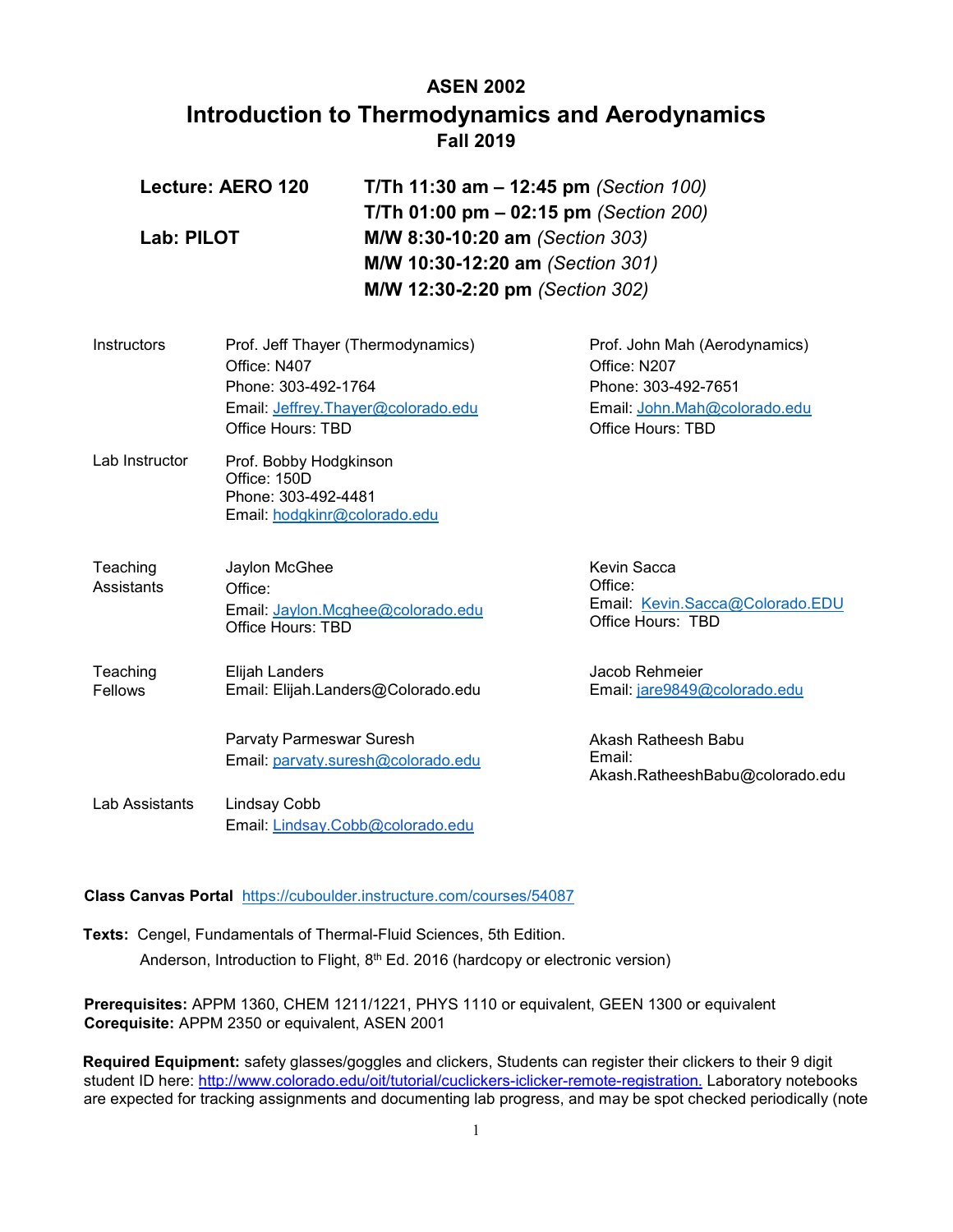# ASEN 2002

## Introduction to Thermodynamics and Aerodynamics

### Fall 2019

| | |
|---|---|
| **Lecture: AERO 120** | **T/Th 11:30 am – 12:45 pm** *(Section 100)* |
| | **T/Th 01:00 pm – 02:15 pm** *(Section 200)* |
| **Lab: PILOT** | **M/W 8:30-10:20 am** *(Section 303)* |
| | **M/W 10:30-12:20 am** *(Section 301)* |
| | **M/W 12:30-2:20 pm** *(Section 302)* |

**Instructors**

Prof. Jeff Thayer (Thermodynamics)
Office: N407
Phone: 303-492-1764
Email: Jeffrey.Thayer@colorado.edu
Office Hours: TBD

Prof. John Mah (Aerodynamics)
Office: N207
Phone: 303-492-7651
Email: John.Mah@colorado.edu
Office Hours: TBD

**Lab Instructor**

Prof. Bobby Hodgkinson
Office: 150D
Phone: 303-492-4481
Email: hodgkinr@colorado.edu

**Teaching Assistants**

Jaylon McGhee
Office:
Email: Jaylon.Mcghee@colorado.edu
Office Hours: TBD

Kevin Sacca
Office:
Email: Kevin.Sacca@Colorado.EDU
Office Hours: TBD

**Teaching Fellows**

Elijah Landers
Email: Elijah.Landers@Colorado.edu

Jacob Rehmeier
Email: jare9849@colorado.edu

Parvaty Parmeswar Suresh
Email: parvaty.suresh@colorado.edu

Akash Ratheesh Babu
Email: Akash.RatheeshBabu@colorado.edu

**Lab Assistants**

Lindsay Cobb
Email: Lindsay.Cobb@colorado.edu

**Class Canvas Portal** https://cuboulder.instructure.com/courses/54087

**Texts:** Cengel, Fundamentals of Thermal-Fluid Sciences, 5th Edition.
Anderson, Introduction to Flight, 8th Ed. 2016 (hardcopy or electronic version)

**Prerequisites:** APPM 1360, CHEM 1211/1221, PHYS 1110 or equivalent, GEEN 1300 or equivalent
**Corequisite:** APPM 2350 or equivalent, ASEN 2001

**Required Equipment:** safety glasses/goggles and clickers, Students can register their clickers to their 9 digit student ID here: http://www.colorado.edu/oit/tutorial/cuclickers-iclicker-remote-registration. Laboratory notebooks are expected for tracking assignments and documenting lab progress, and may be spot checked periodically (note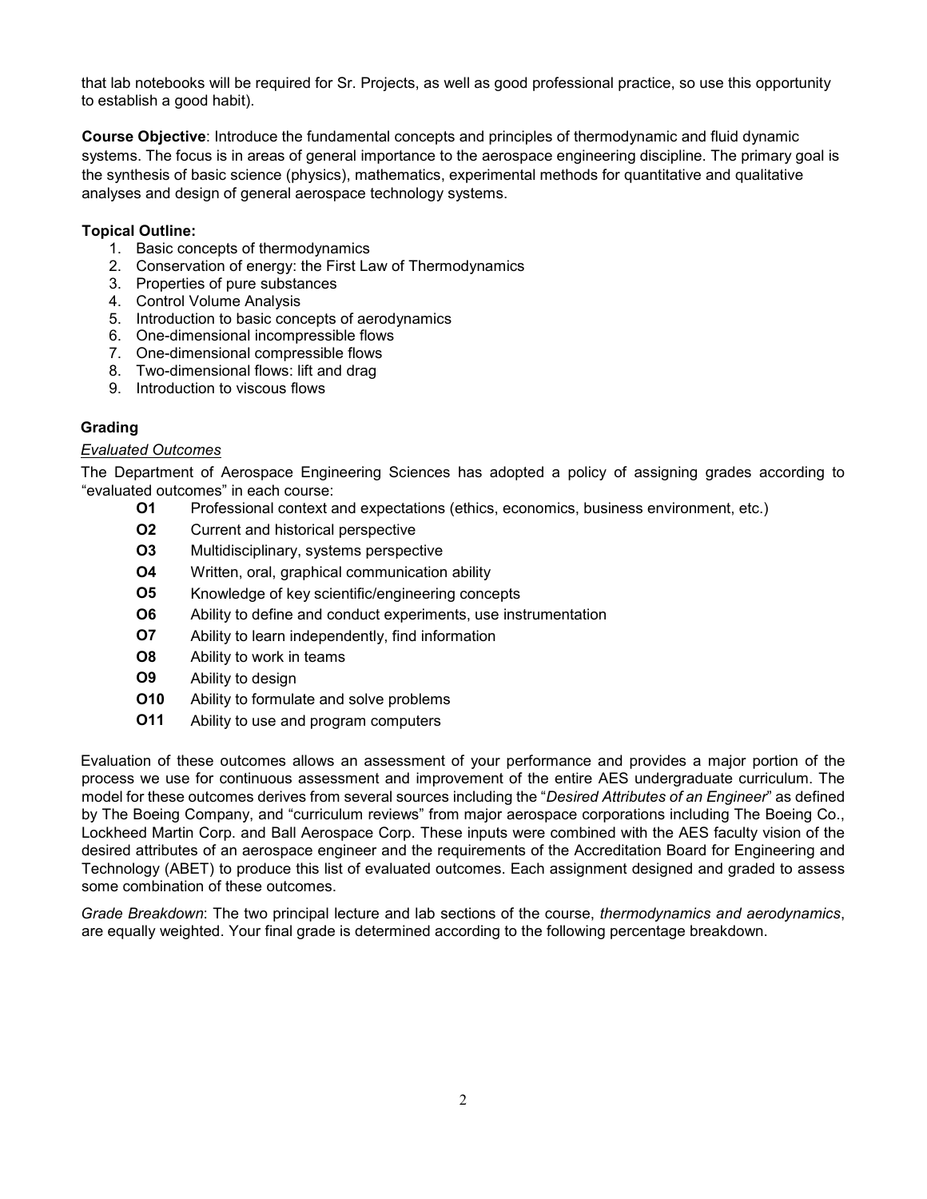that lab notebooks will be required for Sr. Projects, as well as good professional practice, so use this opportunity to establish a good habit).

**Course Objective**: Introduce the fundamental concepts and principles of thermodynamic and fluid dynamic systems. The focus is in areas of general importance to the aerospace engineering discipline. The primary goal is the synthesis of basic science (physics), mathematics, experimental methods for quantitative and qualitative analyses and design of general aerospace technology systems.

**Topical Outline:**

1. Basic concepts of thermodynamics
2. Conservation of energy: the First Law of Thermodynamics
3. Properties of pure substances
4. Control Volume Analysis
5. Introduction to basic concepts of aerodynamics
6. One-dimensional incompressible flows
7. One-dimensional compressible flows
8. Two-dimensional flows: lift and drag
9. Introduction to viscous flows

## Grading

*Evaluated Outcomes*

The Department of Aerospace Engineering Sciences has adopted a policy of assigning grades according to "evaluated outcomes" in each course:

- **O1** Professional context and expectations (ethics, economics, business environment, etc.)
- **O2** Current and historical perspective
- **O3** Multidisciplinary, systems perspective
- **O4** Written, oral, graphical communication ability
- **O5** Knowledge of key scientific/engineering concepts
- **O6** Ability to define and conduct experiments, use instrumentation
- **O7** Ability to learn independently, find information
- **O8** Ability to work in teams
- **O9** Ability to design
- **O10** Ability to formulate and solve problems
- **O11** Ability to use and program computers

Evaluation of these outcomes allows an assessment of your performance and provides a major portion of the process we use for continuous assessment and improvement of the entire AES undergraduate curriculum. The model for these outcomes derives from several sources including the "*Desired Attributes of an Engineer*" as defined by The Boeing Company, and "curriculum reviews" from major aerospace corporations including The Boeing Co., Lockheed Martin Corp. and Ball Aerospace Corp. These inputs were combined with the AES faculty vision of the desired attributes of an aerospace engineer and the requirements of the Accreditation Board for Engineering and Technology (ABET) to produce this list of evaluated outcomes. Each assignment designed and graded to assess some combination of these outcomes.

*Grade Breakdown*: The two principal lecture and lab sections of the course, *thermodynamics and aerodynamics*, are equally weighted. Your final grade is determined according to the following percentage breakdown.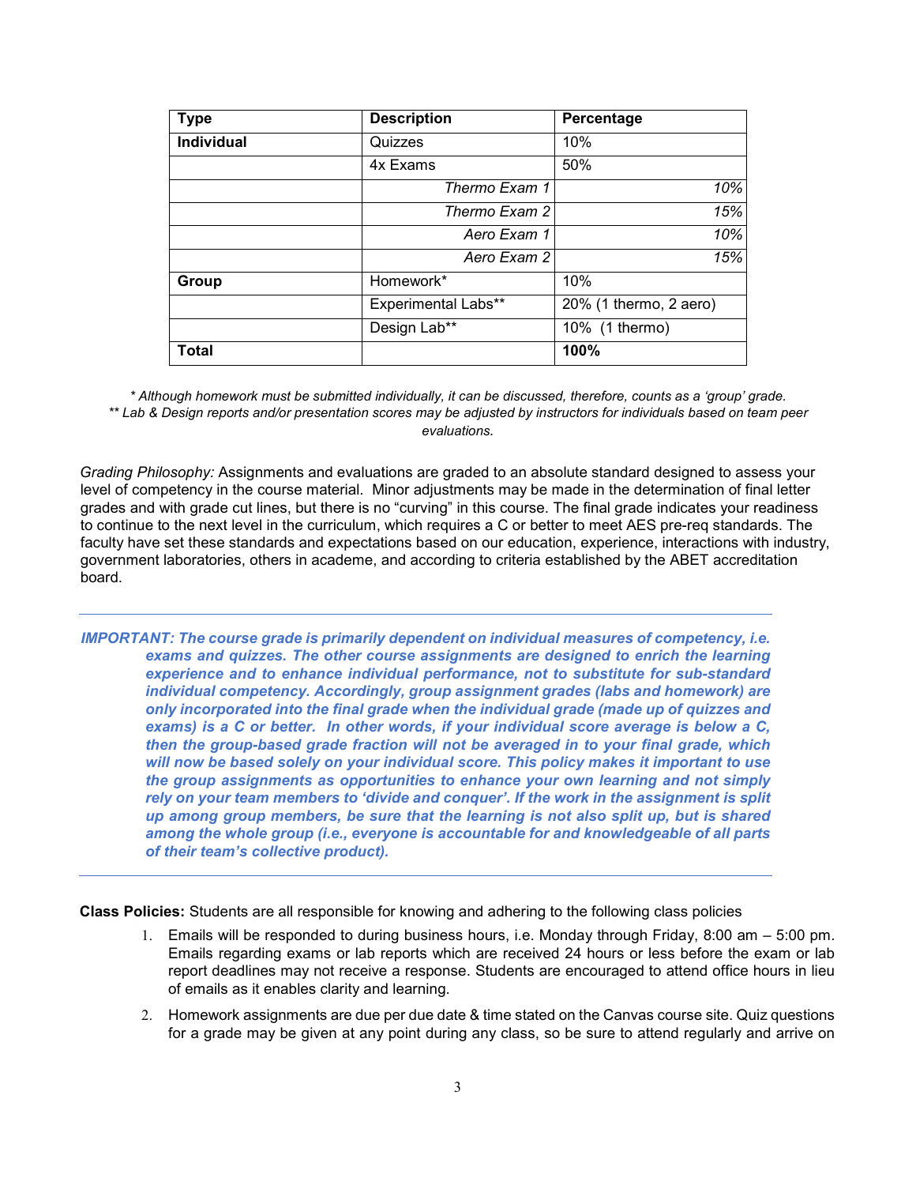| Type | Description | Percentage |
|---|---|---|
| **Individual** | Quizzes | 10% |
| | 4x Exams | 50% |
| | *Thermo Exam 1* | *10%* |
| | *Thermo Exam 2* | *15%* |
| | *Aero Exam 1* | *10%* |
| | *Aero Exam 2* | *15%* |
| **Group** | Homework* | 10% |
| | Experimental Labs** | 20% (1 thermo, 2 aero) |
| | Design Lab** | 10% (1 thermo) |
| **Total** | | **100%** |

*\* Although homework must be submitted individually, it can be discussed, therefore, counts as a 'group' grade.*
*\*\* Lab & Design reports and/or presentation scores may be adjusted by instructors for individuals based on team peer evaluations.*

*Grading Philosophy:* Assignments and evaluations are graded to an absolute standard designed to assess your level of competency in the course material. Minor adjustments may be made in the determination of final letter grades and with grade cut lines, but there is no "curving" in this course. The final grade indicates your readiness to continue to the next level in the curriculum, which requires a C or better to meet AES pre-req standards. The faculty have set these standards and expectations based on our education, experience, interactions with industry, government laboratories, others in academe, and according to criteria established by the ABET accreditation board.

---

***IMPORTANT: The course grade is primarily dependent on individual measures of competency, i.e. exams and quizzes. The other course assignments are designed to enrich the learning experience and to enhance individual performance, not to substitute for sub-standard individual competency. Accordingly, group assignment grades (labs and homework) are only incorporated into the final grade when the individual grade (made up of quizzes and exams) is a C or better. In other words, if your individual score average is below a C, then the group-based grade fraction will not be averaged in to your final grade, which will now be based solely on your individual score. This policy makes it important to use the group assignments as opportunities to enhance your own learning and not simply rely on your team members to 'divide and conquer'. If the work in the assignment is split up among group members, be sure that the learning is not also split up, but is shared among the whole group (i.e., everyone is accountable for and knowledgeable of all parts of their team's collective product).***

---

**Class Policies:** Students are all responsible for knowing and adhering to the following class policies

1. Emails will be responded to during business hours, i.e. Monday through Friday, 8:00 am – 5:00 pm. Emails regarding exams or lab reports which are received 24 hours or less before the exam or lab report deadlines may not receive a response. Students are encouraged to attend office hours in lieu of emails as it enables clarity and learning.
2. Homework assignments are due per due date & time stated on the Canvas course site. Quiz questions for a grade may be given at any point during any class, so be sure to attend regularly and arrive on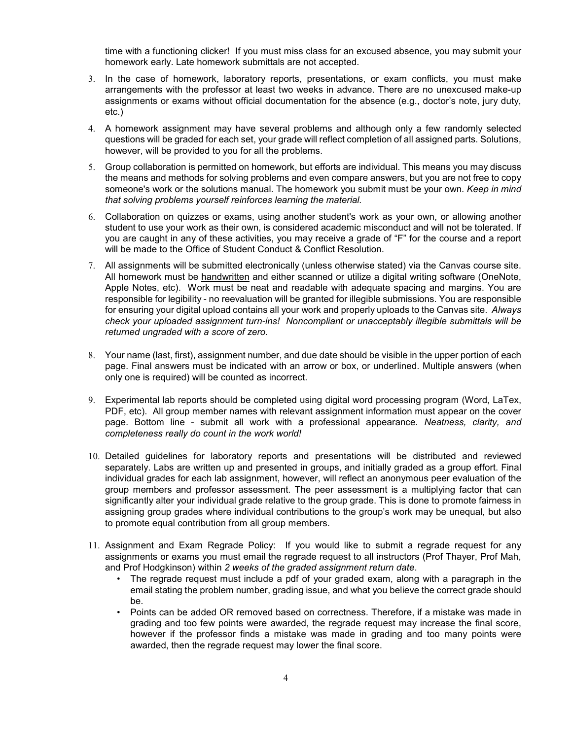time with a functioning clicker! If you must miss class for an excused absence, you may submit your homework early. Late homework submittals are not accepted.

3. In the case of homework, laboratory reports, presentations, or exam conflicts, you must make arrangements with the professor at least two weeks in advance. There are no unexcused make-up assignments or exams without official documentation for the absence (e.g., doctor's note, jury duty, etc.)

4. A homework assignment may have several problems and although only a few randomly selected questions will be graded for each set, your grade will reflect completion of all assigned parts. Solutions, however, will be provided to you for all the problems.

5. Group collaboration is permitted on homework, but efforts are individual. This means you may discuss the means and methods for solving problems and even compare answers, but you are not free to copy someone's work or the solutions manual. The homework you submit must be your own. *Keep in mind that solving problems yourself reinforces learning the material.*

6. Collaboration on quizzes or exams, using another student's work as your own, or allowing another student to use your work as their own, is considered academic misconduct and will not be tolerated. If you are caught in any of these activities, you may receive a grade of "F" for the course and a report will be made to the Office of Student Conduct & Conflict Resolution.

7. All assignments will be submitted electronically (unless otherwise stated) via the Canvas course site. All homework must be <u>handwritten</u> and either scanned or utilize a digital writing software (OneNote, Apple Notes, etc). Work must be neat and readable with adequate spacing and margins. You are responsible for legibility - no reevaluation will be granted for illegible submissions. You are responsible for ensuring your digital upload contains all your work and properly uploads to the Canvas site. *Always check your uploaded assignment turn-ins! Noncompliant or unacceptably illegible submittals will be returned ungraded with a score of zero.*

8. Your name (last, first), assignment number, and due date should be visible in the upper portion of each page. Final answers must be indicated with an arrow or box, or underlined. Multiple answers (when only one is required) will be counted as incorrect.

9. Experimental lab reports should be completed using digital word processing program (Word, LaTex, PDF, etc). All group member names with relevant assignment information must appear on the cover page. Bottom line - submit all work with a professional appearance. *Neatness, clarity, and completeness really do count in the work world!*

10. Detailed guidelines for laboratory reports and presentations will be distributed and reviewed separately. Labs are written up and presented in groups, and initially graded as a group effort. Final individual grades for each lab assignment, however, will reflect an anonymous peer evaluation of the group members and professor assessment. The peer assessment is a multiplying factor that can significantly alter your individual grade relative to the group grade. This is done to promote fairness in assigning group grades where individual contributions to the group's work may be unequal, but also to promote equal contribution from all group members.

11. Assignment and Exam Regrade Policy: If you would like to submit a regrade request for any assignments or exams you must email the regrade request to all instructors (Prof Thayer, Prof Mah, and Prof Hodgkinson) within *2 weeks of the graded assignment return date*.
    - The regrade request must include a pdf of your graded exam, along with a paragraph in the email stating the problem number, grading issue, and what you believe the correct grade should be.
    - Points can be added OR removed based on correctness. Therefore, if a mistake was made in grading and too few points were awarded, the regrade request may increase the final score, however if the professor finds a mistake was made in grading and too many points were awarded, then the regrade request may lower the final score.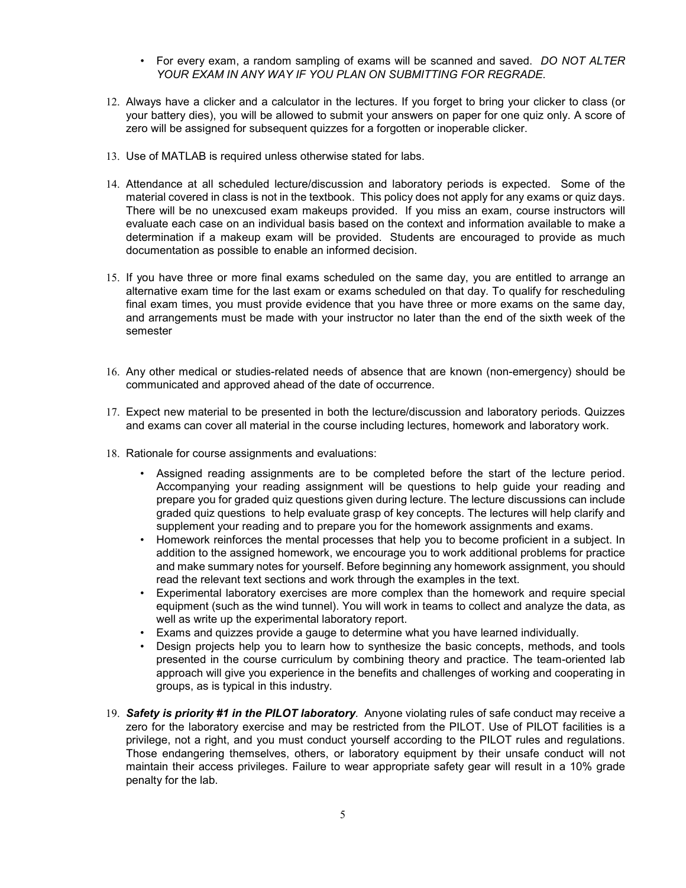- For every exam, a random sampling of exams will be scanned and saved. *DO NOT ALTER YOUR EXAM IN ANY WAY IF YOU PLAN ON SUBMITTING FOR REGRADE.*

12. Always have a clicker and a calculator in the lectures. If you forget to bring your clicker to class (or your battery dies), you will be allowed to submit your answers on paper for one quiz only. A score of zero will be assigned for subsequent quizzes for a forgotten or inoperable clicker.

13. Use of MATLAB is required unless otherwise stated for labs.

14. Attendance at all scheduled lecture/discussion and laboratory periods is expected. Some of the material covered in class is not in the textbook. This policy does not apply for any exams or quiz days. There will be no unexcused exam makeups provided. If you miss an exam, course instructors will evaluate each case on an individual basis based on the context and information available to make a determination if a makeup exam will be provided. Students are encouraged to provide as much documentation as possible to enable an informed decision.

15. If you have three or more final exams scheduled on the same day, you are entitled to arrange an alternative exam time for the last exam or exams scheduled on that day. To qualify for rescheduling final exam times, you must provide evidence that you have three or more exams on the same day, and arrangements must be made with your instructor no later than the end of the sixth week of the semester

16. Any other medical or studies-related needs of absence that are known (non-emergency) should be communicated and approved ahead of the date of occurrence.

17. Expect new material to be presented in both the lecture/discussion and laboratory periods. Quizzes and exams can cover all material in the course including lectures, homework and laboratory work.

18. Rationale for course assignments and evaluations:

    - Assigned reading assignments are to be completed before the start of the lecture period. Accompanying your reading assignment will be questions to help guide your reading and prepare you for graded quiz questions given during lecture. The lecture discussions can include graded quiz questions to help evaluate grasp of key concepts. The lectures will help clarify and supplement your reading and to prepare you for the homework assignments and exams.
    - Homework reinforces the mental processes that help you to become proficient in a subject. In addition to the assigned homework, we encourage you to work additional problems for practice and make summary notes for yourself. Before beginning any homework assignment, you should read the relevant text sections and work through the examples in the text.
    - Experimental laboratory exercises are more complex than the homework and require special equipment (such as the wind tunnel). You will work in teams to collect and analyze the data, as well as write up the experimental laboratory report.
    - Exams and quizzes provide a gauge to determine what you have learned individually.
    - Design projects help you to learn how to synthesize the basic concepts, methods, and tools presented in the course curriculum by combining theory and practice. The team-oriented lab approach will give you experience in the benefits and challenges of working and cooperating in groups, as is typical in this industry.

19. ***Safety is priority #1 in the PILOT laboratory***. Anyone violating rules of safe conduct may receive a zero for the laboratory exercise and may be restricted from the PILOT. Use of PILOT facilities is a privilege, not a right, and you must conduct yourself according to the PILOT rules and regulations. Those endangering themselves, others, or laboratory equipment by their unsafe conduct will not maintain their access privileges. Failure to wear appropriate safety gear will result in a 10% grade penalty for the lab.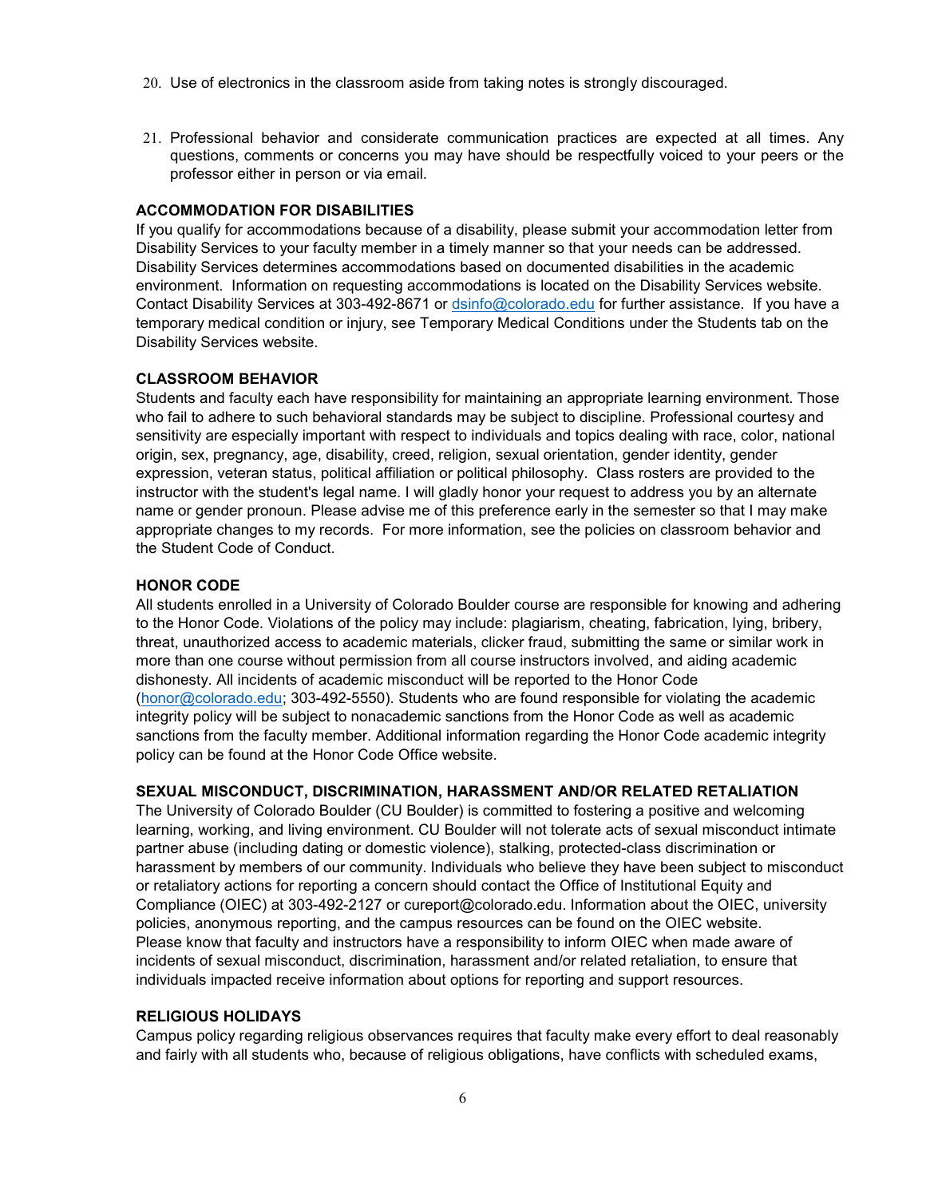20. Use of electronics in the classroom aside from taking notes is strongly discouraged.

21. Professional behavior and considerate communication practices are expected at all times. Any questions, comments or concerns you may have should be respectfully voiced to your peers or the professor either in person or via email.

**ACCOMMODATION FOR DISABILITIES**

If you qualify for accommodations because of a disability, please submit your accommodation letter from Disability Services to your faculty member in a timely manner so that your needs can be addressed. Disability Services determines accommodations based on documented disabilities in the academic environment. Information on requesting accommodations is located on the Disability Services website. Contact Disability Services at 303-492-8671 or dsinfo@colorado.edu for further assistance. If you have a temporary medical condition or injury, see Temporary Medical Conditions under the Students tab on the Disability Services website.

**CLASSROOM BEHAVIOR**

Students and faculty each have responsibility for maintaining an appropriate learning environment. Those who fail to adhere to such behavioral standards may be subject to discipline. Professional courtesy and sensitivity are especially important with respect to individuals and topics dealing with race, color, national origin, sex, pregnancy, age, disability, creed, religion, sexual orientation, gender identity, gender expression, veteran status, political affiliation or political philosophy. Class rosters are provided to the instructor with the student's legal name. I will gladly honor your request to address you by an alternate name or gender pronoun. Please advise me of this preference early in the semester so that I may make appropriate changes to my records. For more information, see the policies on classroom behavior and the Student Code of Conduct.

**HONOR CODE**

All students enrolled in a University of Colorado Boulder course are responsible for knowing and adhering to the Honor Code. Violations of the policy may include: plagiarism, cheating, fabrication, lying, bribery, threat, unauthorized access to academic materials, clicker fraud, submitting the same or similar work in more than one course without permission from all course instructors involved, and aiding academic dishonesty. All incidents of academic misconduct will be reported to the Honor Code (honor@colorado.edu; 303-492-5550). Students who are found responsible for violating the academic integrity policy will be subject to nonacademic sanctions from the Honor Code as well as academic sanctions from the faculty member. Additional information regarding the Honor Code academic integrity policy can be found at the Honor Code Office website.

**SEXUAL MISCONDUCT, DISCRIMINATION, HARASSMENT AND/OR RELATED RETALIATION**

The University of Colorado Boulder (CU Boulder) is committed to fostering a positive and welcoming learning, working, and living environment. CU Boulder will not tolerate acts of sexual misconduct intimate partner abuse (including dating or domestic violence), stalking, protected-class discrimination or harassment by members of our community. Individuals who believe they have been subject to misconduct or retaliatory actions for reporting a concern should contact the Office of Institutional Equity and Compliance (OIEC) at 303-492-2127 or cureport@colorado.edu. Information about the OIEC, university policies, anonymous reporting, and the campus resources can be found on the OIEC website. Please know that faculty and instructors have a responsibility to inform OIEC when made aware of incidents of sexual misconduct, discrimination, harassment and/or related retaliation, to ensure that individuals impacted receive information about options for reporting and support resources.

**RELIGIOUS HOLIDAYS**

Campus policy regarding religious observances requires that faculty make every effort to deal reasonably and fairly with all students who, because of religious obligations, have conflicts with scheduled exams,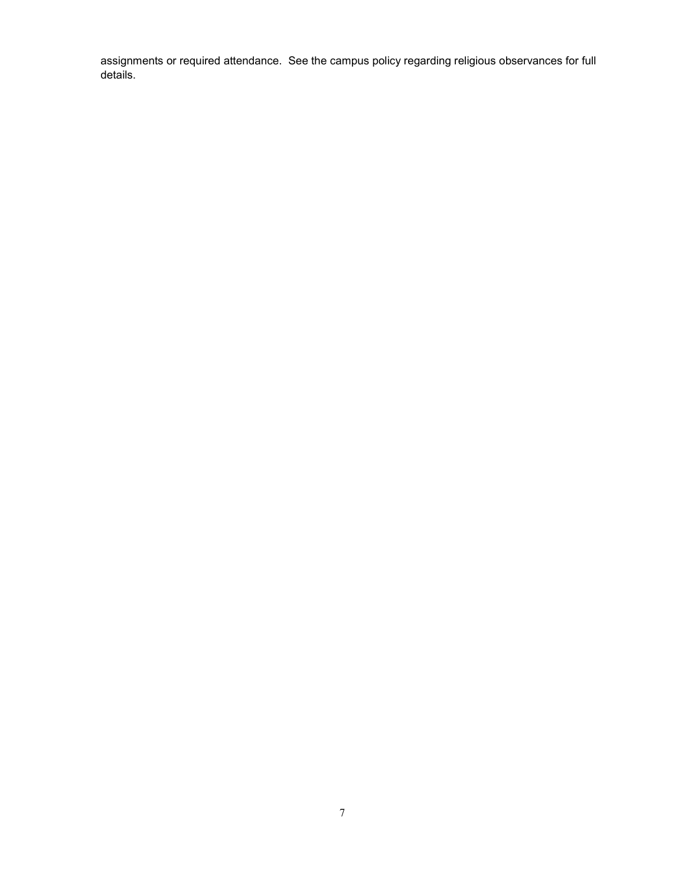assignments or required attendance.  See the campus policy regarding religious observances for full details.